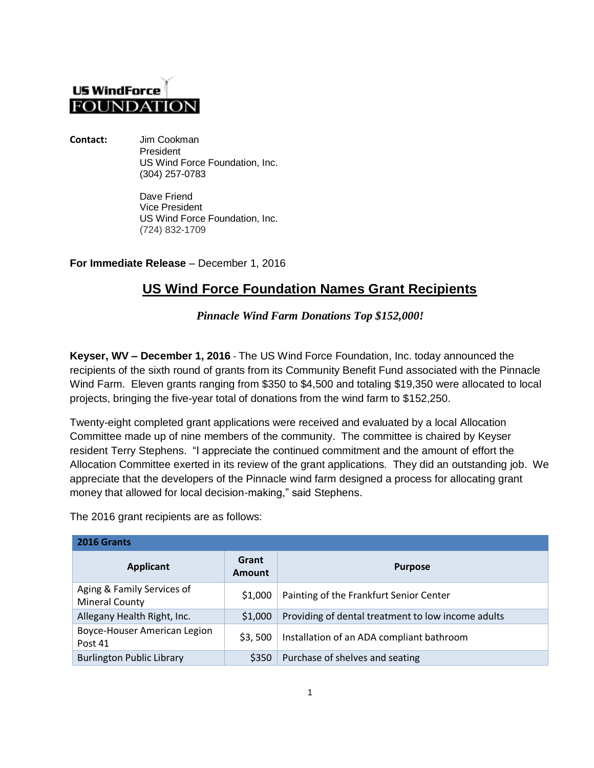US WindForce FOUNDATION

**Contact:** Jim Cookman
President
US Wind Force Foundation, Inc.
(304) 257-0783

Dave Friend
Vice President
US Wind Force Foundation, Inc.
(724) 832-1709

**For Immediate Release** – December 1, 2016

## US Wind Force Foundation Names Grant Recipients

***Pinnacle Wind Farm Donations Top $152,000!***

**Keyser, WV – December 1, 2016** - The US Wind Force Foundation, Inc. today announced the recipients of the sixth round of grants from its Community Benefit Fund associated with the Pinnacle Wind Farm. Eleven grants ranging from $350 to $4,500 and totaling $19,350 were allocated to local projects, bringing the five-year total of donations from the wind farm to $152,250.

Twenty-eight completed grant applications were received and evaluated by a local Allocation Committee made up of nine members of the community. The committee is chaired by Keyser resident Terry Stephens. "I appreciate the continued commitment and the amount of effort the Allocation Committee exerted in its review of the grant applications. They did an outstanding job. We appreciate that the developers of the Pinnacle wind farm designed a process for allocating grant money that allowed for local decision-making," said Stephens.

The 2016 grant recipients are as follows:

| **2016 Grants** | | |
|---|---|---|
| **Applicant** | **Grant Amount** | **Purpose** |
| Aging & Family Services of Mineral County | $1,000 | Painting of the Frankfurt Senior Center |
| Allegany Health Right, Inc. | $1,000 | Providing of dental treatment to low income adults |
| Boyce-Houser American Legion Post 41 | $3, 500 | Installation of an ADA compliant bathroom |
| Burlington Public Library | $350 | Purchase of shelves and seating |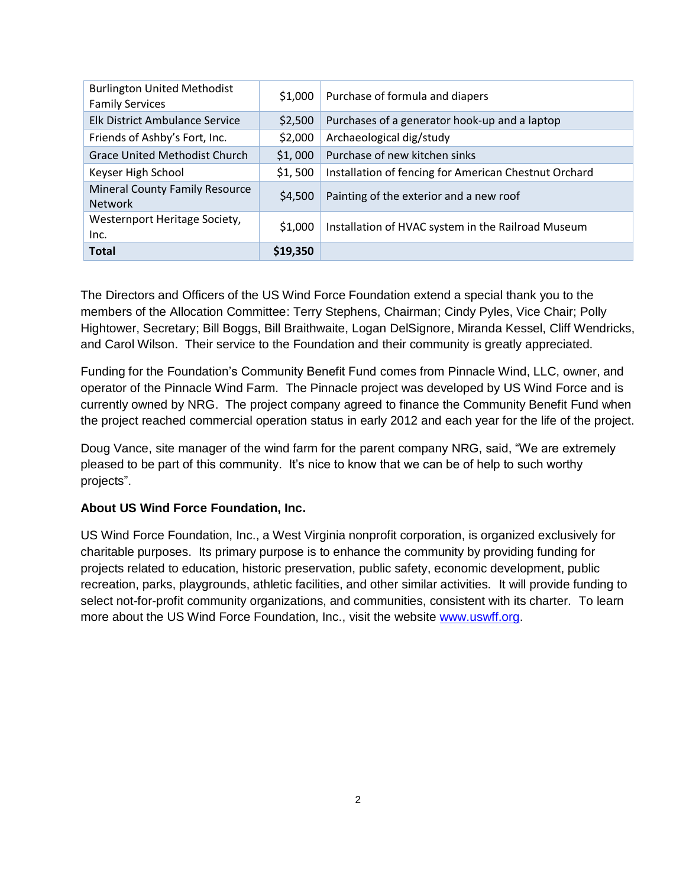| | | |
|---|---|---|
| Burlington United Methodist Family Services | $1,000 | Purchase of formula and diapers |
| Elk District Ambulance Service | $2,500 | Purchases of a generator hook-up and a laptop |
| Friends of Ashby's Fort, Inc. | $2,000 | Archaeological dig/study |
| Grace United Methodist Church | $1, 000 | Purchase of new kitchen sinks |
| Keyser High School | $1, 500 | Installation of fencing for American Chestnut Orchard |
| Mineral County Family Resource Network | $4,500 | Painting of the exterior and a new roof |
| Westernport Heritage Society, Inc. | $1,000 | Installation of HVAC system in the Railroad Museum |
| **Total** | **$19,350** | |

The Directors and Officers of the US Wind Force Foundation extend a special thank you to the members of the Allocation Committee: Terry Stephens, Chairman; Cindy Pyles, Vice Chair; Polly Hightower, Secretary; Bill Boggs, Bill Braithwaite, Logan DelSignore, Miranda Kessel, Cliff Wendricks, and Carol Wilson. Their service to the Foundation and their community is greatly appreciated.

Funding for the Foundation's Community Benefit Fund comes from Pinnacle Wind, LLC, owner, and operator of the Pinnacle Wind Farm. The Pinnacle project was developed by US Wind Force and is currently owned by NRG. The project company agreed to finance the Community Benefit Fund when the project reached commercial operation status in early 2012 and each year for the life of the project.

Doug Vance, site manager of the wind farm for the parent company NRG, said, "We are extremely pleased to be part of this community. It's nice to know that we can be of help to such worthy projects".

**About US Wind Force Foundation, Inc.**

US Wind Force Foundation, Inc., a West Virginia nonprofit corporation, is organized exclusively for charitable purposes. Its primary purpose is to enhance the community by providing funding for projects related to education, historic preservation, public safety, economic development, public recreation, parks, playgrounds, athletic facilities, and other similar activities. It will provide funding to select not-for-profit community organizations, and communities, consistent with its charter. To learn more about the US Wind Force Foundation, Inc., visit the website [www.uswff.org](http://www.uswff.org).